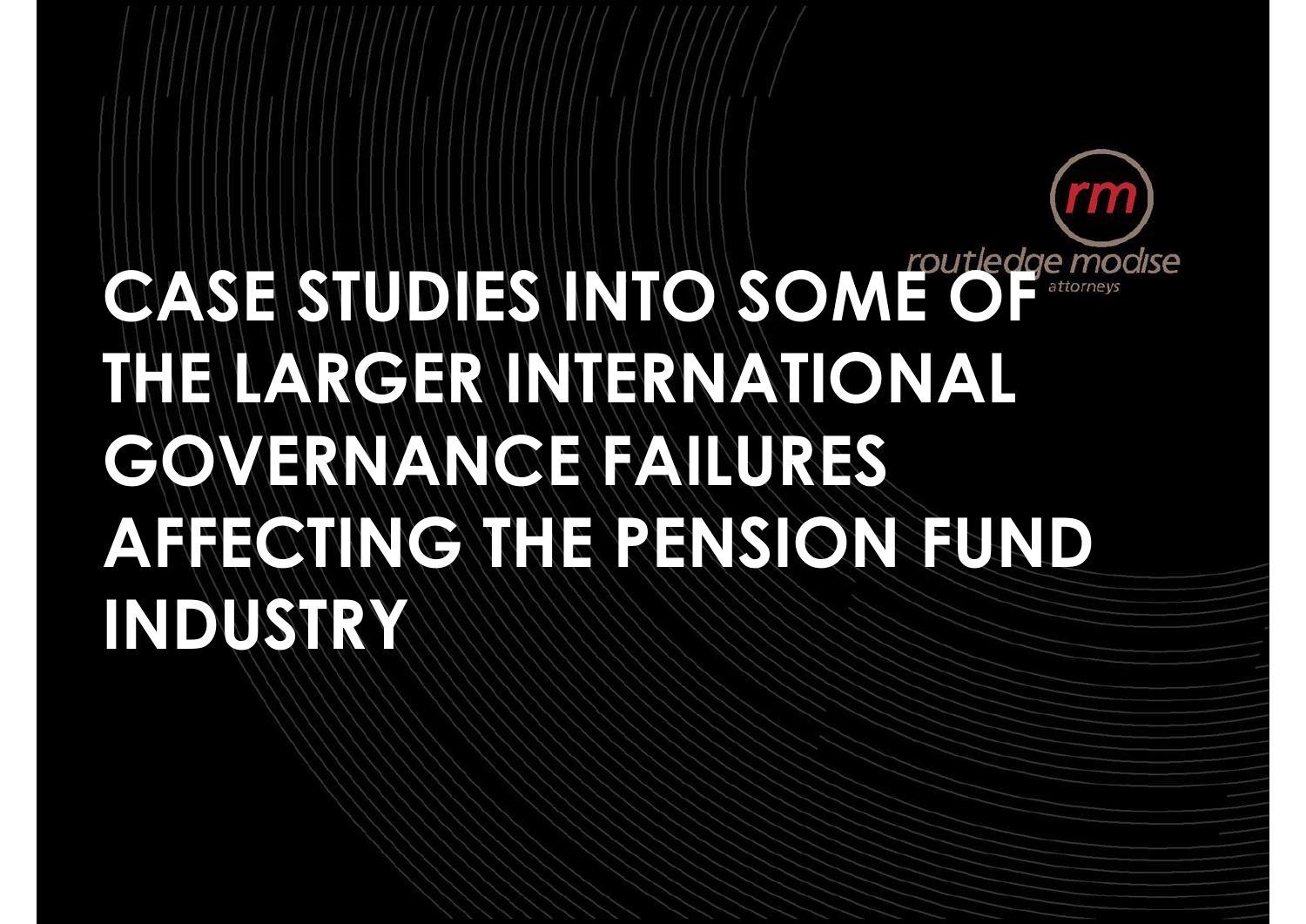routledge modise attorneys

# CASE STUDIES INTO SOME OF THE LARGER INTERNATIONAL GOVERNANCE FAILURES AFFECTING THE PENSION FUND INDUSTRY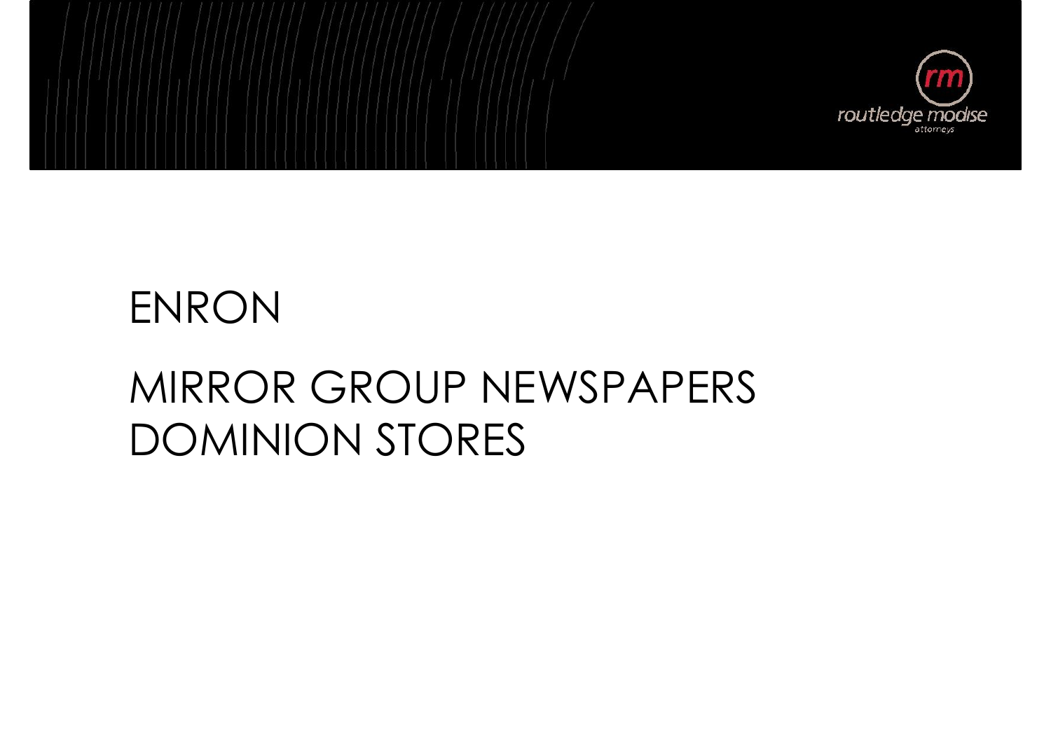ENRON

MIRROR GROUP NEWSPAPERS
DOMINION STORES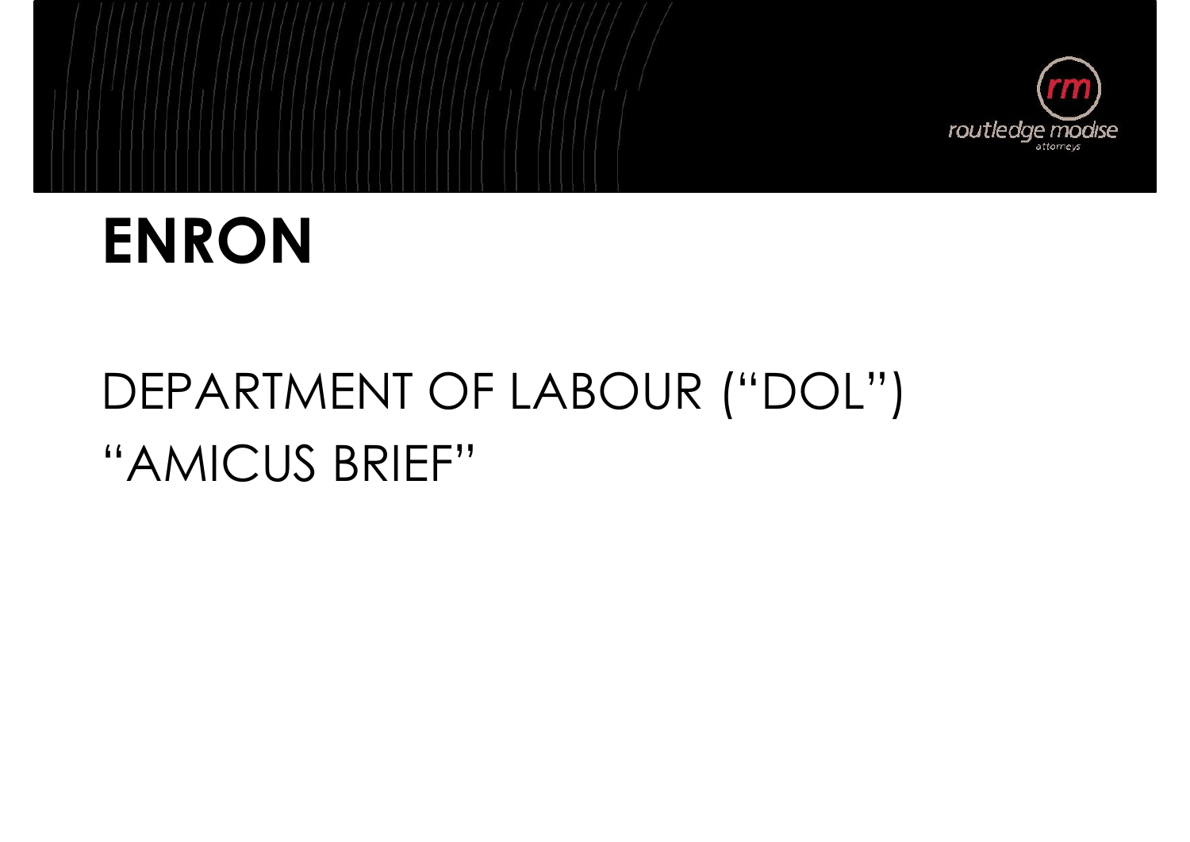# ENRON

DEPARTMENT OF LABOUR ("DOL")
"AMICUS BRIEF"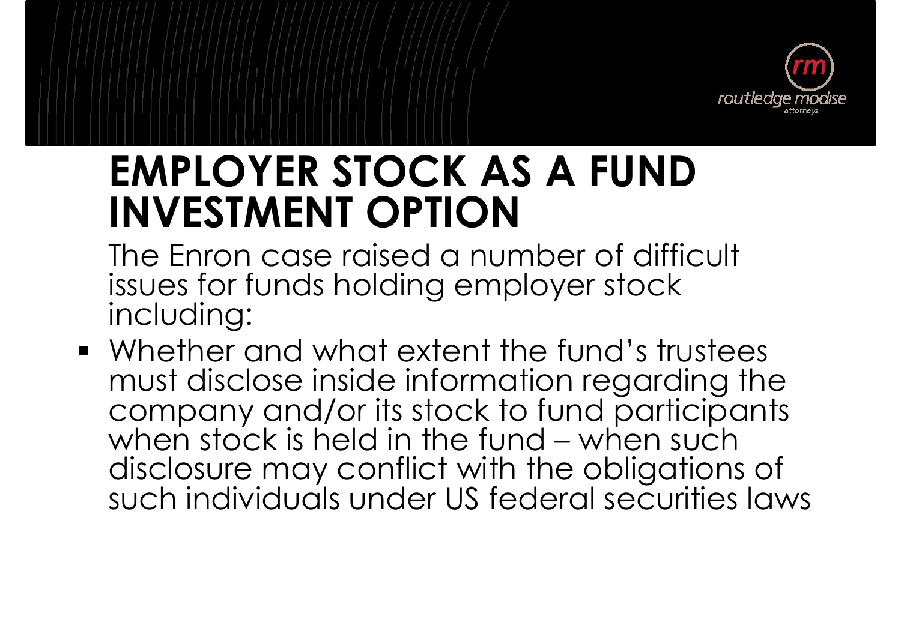# EMPLOYER STOCK AS A FUND INVESTMENT OPTION

The Enron case raised a number of difficult issues for funds holding employer stock including:

- Whether and what extent the fund's trustees must disclose inside information regarding the company and/or its stock to fund participants when stock is held in the fund – when such disclosure may conflict with the obligations of such individuals under US federal securities laws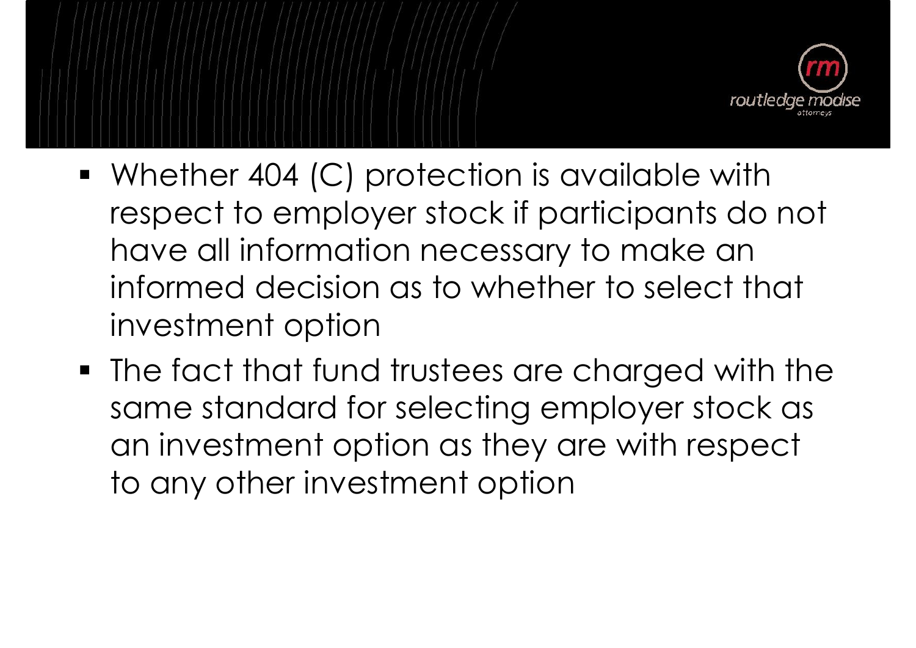- Whether 404 (C) protection is available with respect to employer stock if participants do not have all information necessary to make an informed decision as to whether to select that investment option
- The fact that fund trustees are charged with the same standard for selecting employer stock as an investment option as they are with respect to any other investment option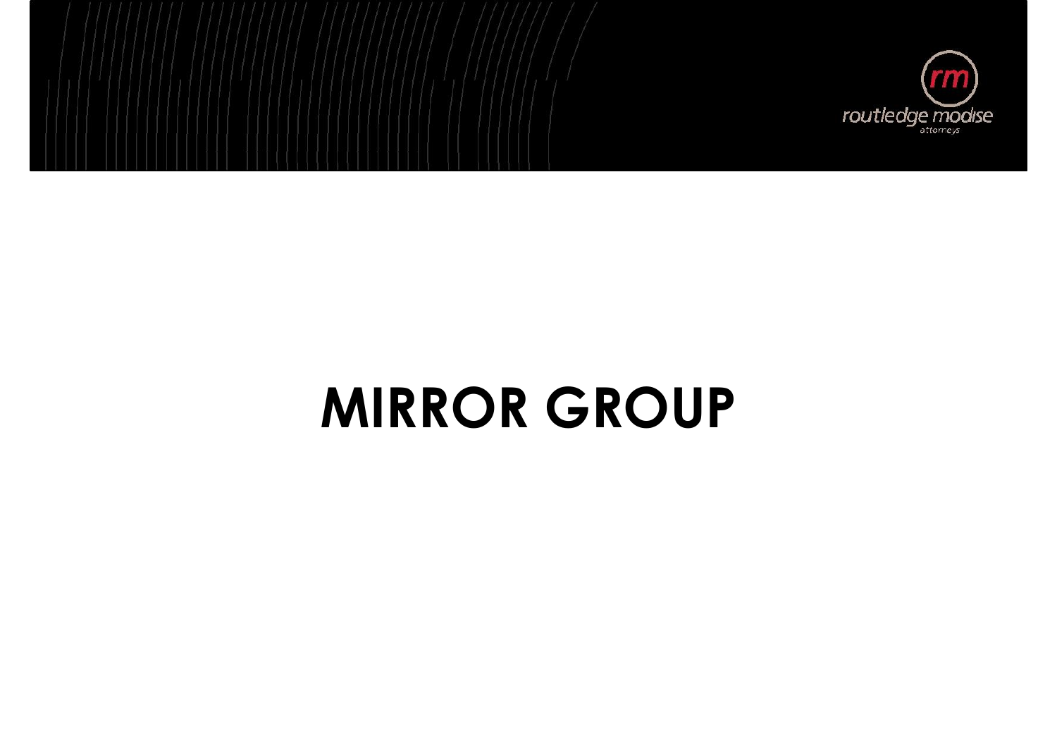# MIRROR GROUP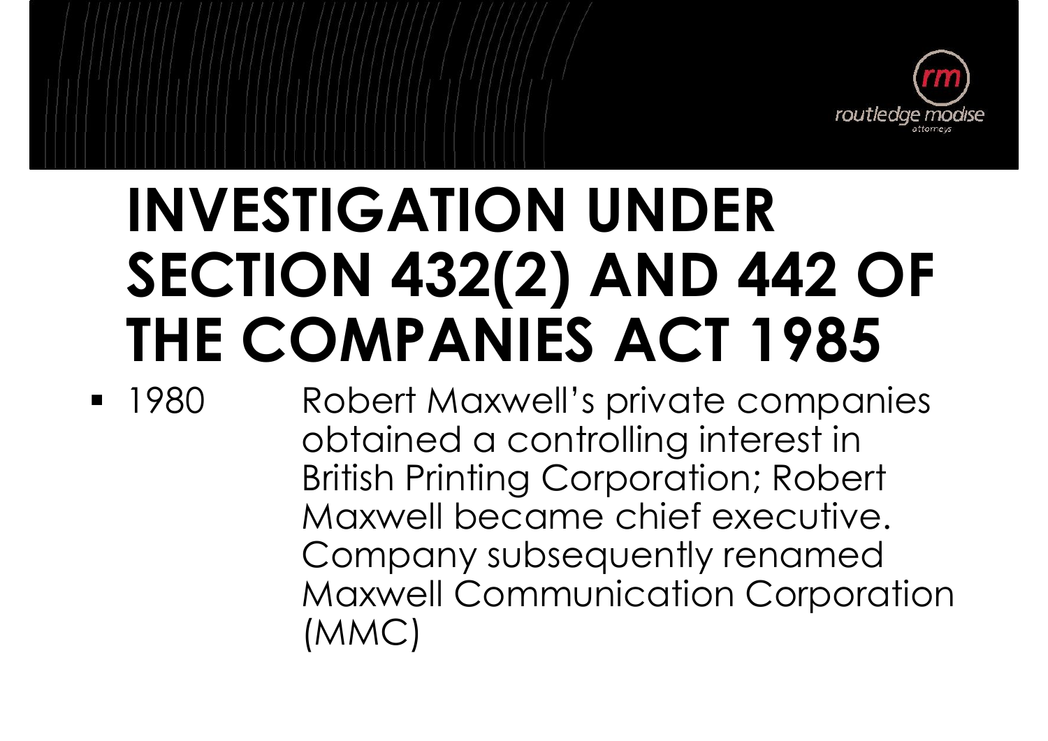# INVESTIGATION UNDER SECTION 432(2) AND 442 OF THE COMPANIES ACT 1985

- 1980 Robert Maxwell's private companies obtained a controlling interest in British Printing Corporation; Robert Maxwell became chief executive. Company subsequently renamed Maxwell Communication Corporation (MMC)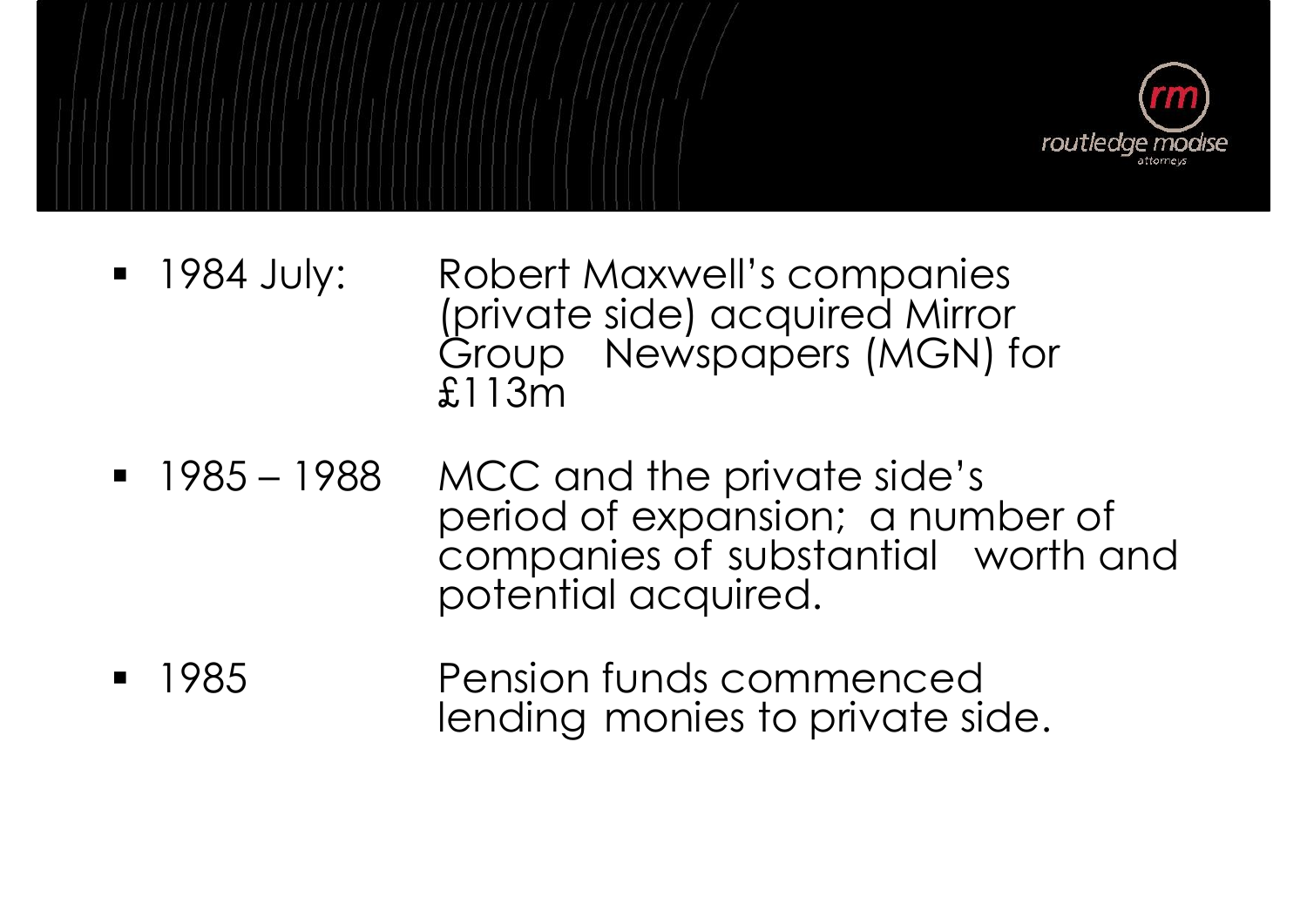- 1984 July: Robert Maxwell's companies (private side) acquired Mirror Group Newspapers (MGN) for £113m
- 1985 – 1988 MCC and the private side's period of expansion; a number of companies of substantial worth and potential acquired.
- 1985 Pension funds commenced lending monies to private side.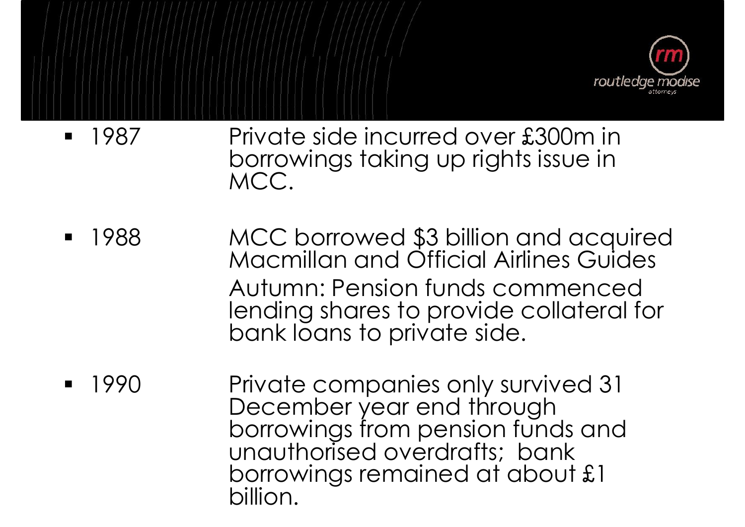- 1987 — Private side incurred over £300m in borrowings taking up rights issue in MCC.

- 1988 — MCC borrowed $3 billion and acquired Macmillan and Official Airlines Guides

  Autumn: Pension funds commenced lending shares to provide collateral for bank loans to private side.

- 1990 — Private companies only survived 31 December year end through borrowings from pension funds and unauthorised overdrafts;  bank borrowings remained at about £1 billion.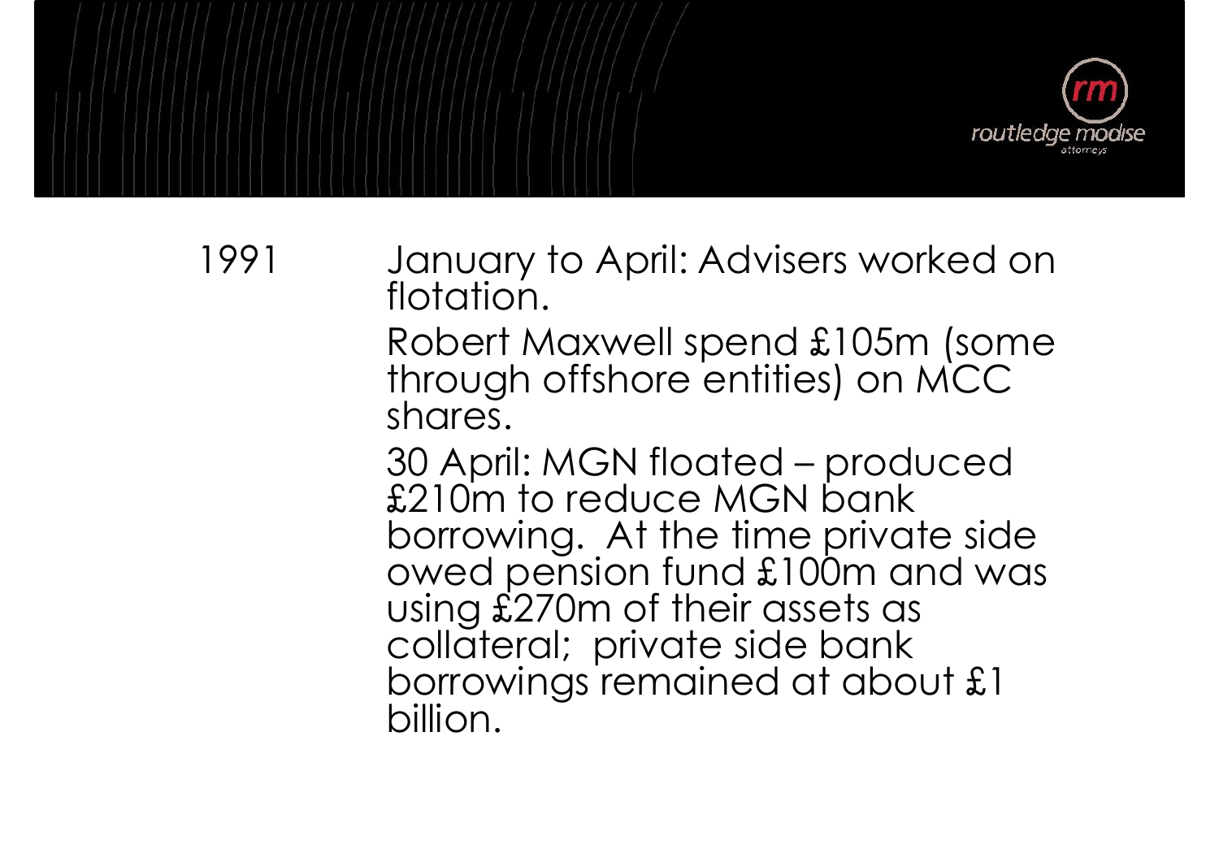1991

January to April: Advisers worked on flotation.

Robert Maxwell spend £105m (some through offshore entities) on MCC shares.

30 April: MGN floated – produced £210m to reduce MGN bank borrowing. At the time private side owed pension fund £100m and was using £270m of their assets as collateral; private side bank borrowings remained at about £1 billion.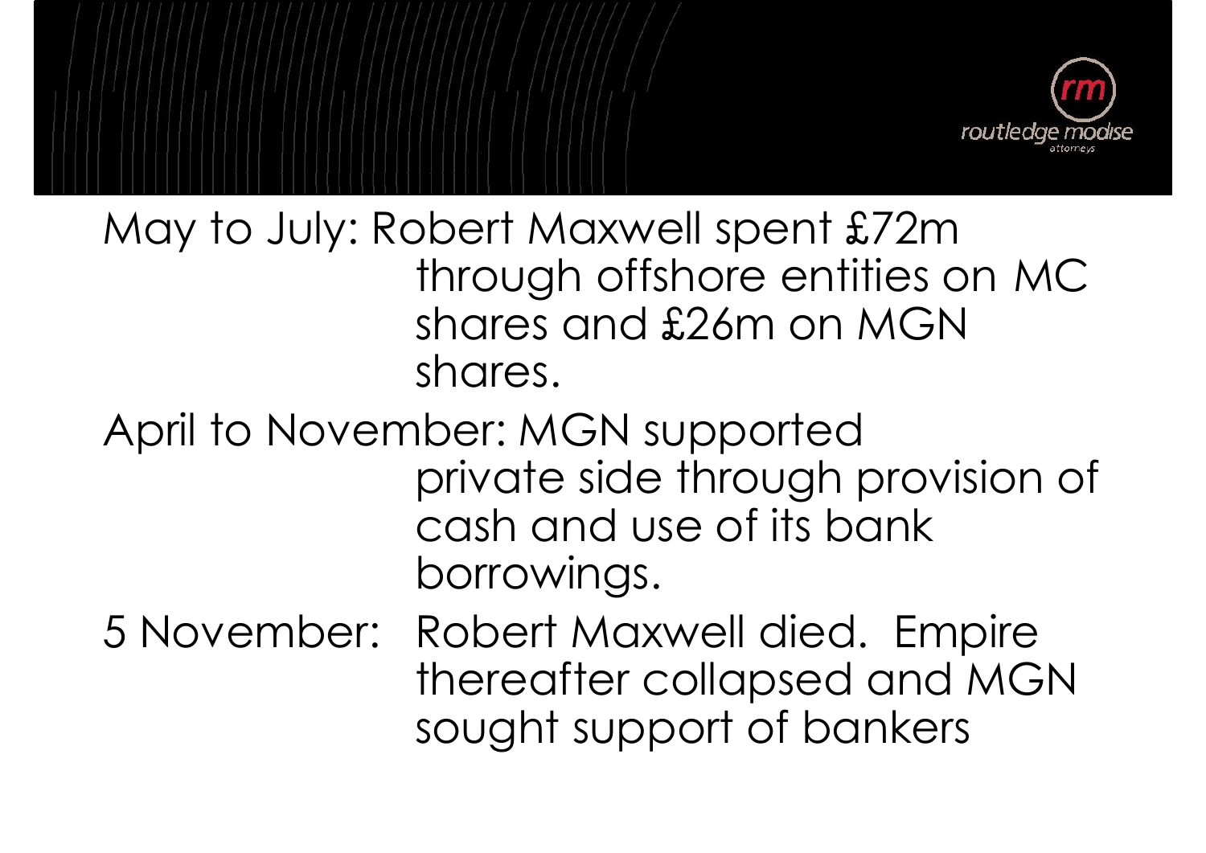May to July: Robert Maxwell spent £72m through offshore entities on MC shares and £26m on MGN shares.

April to November: MGN supported private side through provision of cash and use of its bank borrowings.

5 November: Robert Maxwell died. Empire thereafter collapsed and MGN sought support of bankers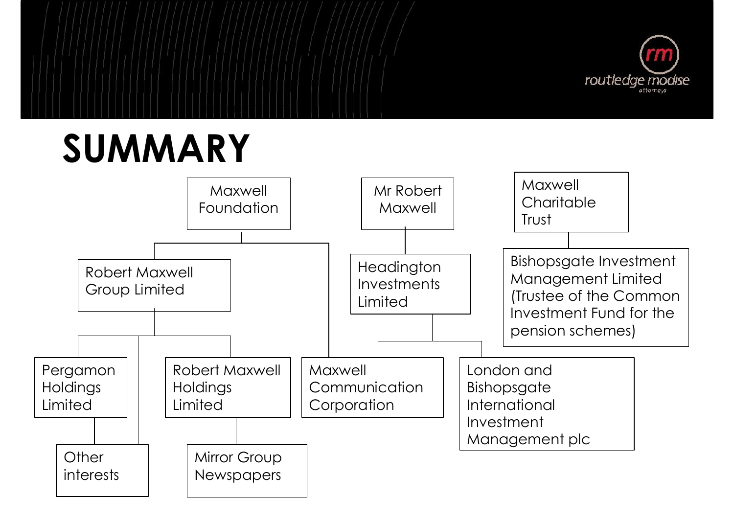# SUMMARY

- Maxwell Foundation
  - Robert Maxwell Group Limited
    - Pergamon Holdings Limited
      - Other interests
    - Other interests
    - Robert Maxwell Holdings Limited
      - Mirror Group Newspapers
  - Maxwell Communication Corporation
- Mr Robert Maxwell
  - Headington Investments Limited
    - Maxwell Communication Corporation
    - London and Bishopsgate International Investment Management plc
- Maxwell Charitable Trust
  - Bishopsgate Investment Management Limited (Trustee of the Common Investment Fund for the pension schemes)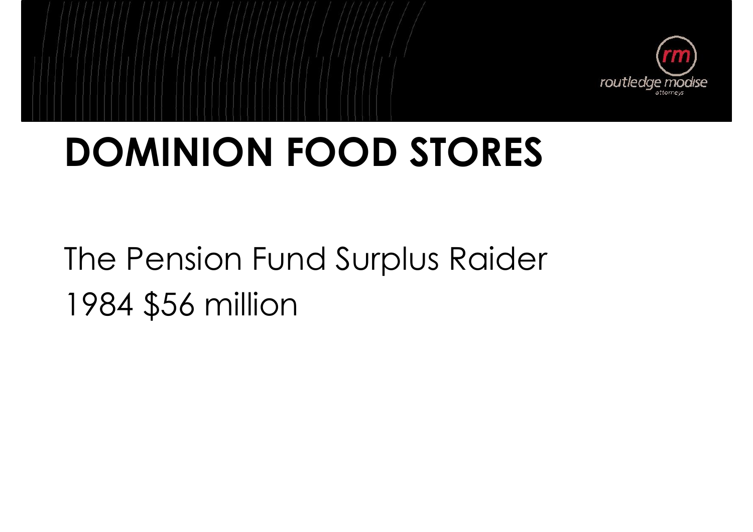# DOMINION FOOD STORES

The Pension Fund Surplus Raider

1984 $56 million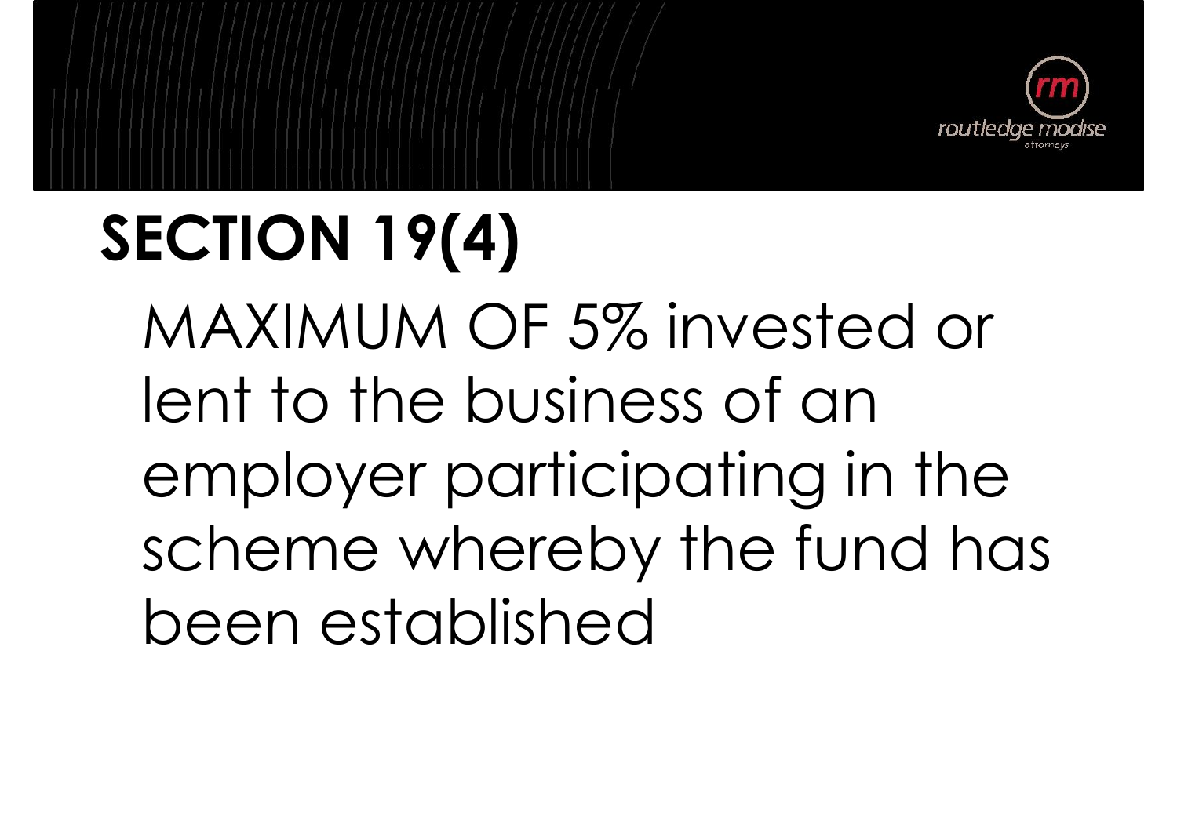# SECTION 19(4)

MAXIMUM OF 5% invested or lent to the business of an employer participating in the scheme whereby the fund has been established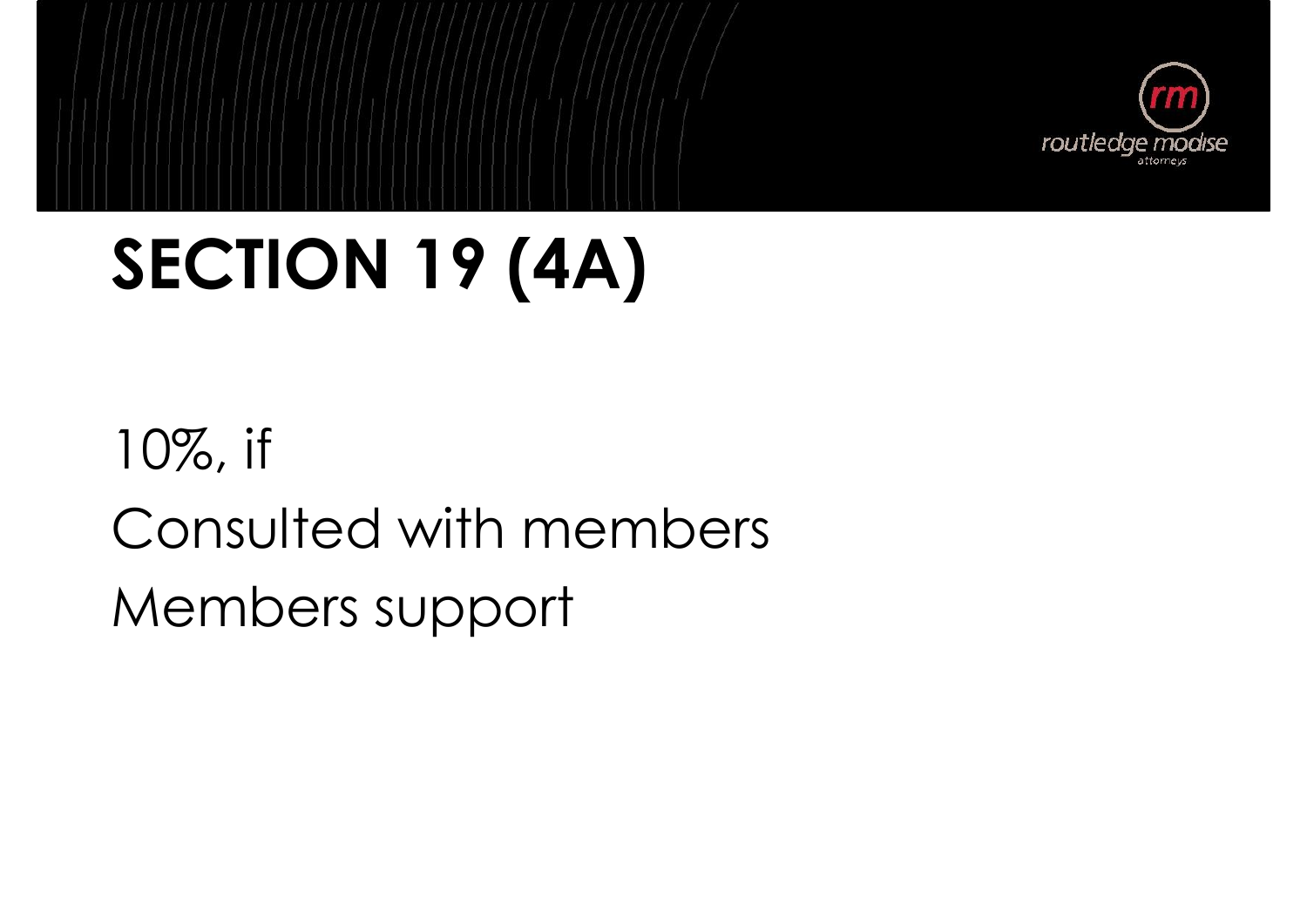# SECTION 19 (4A)

10%, if

Consulted with members

Members support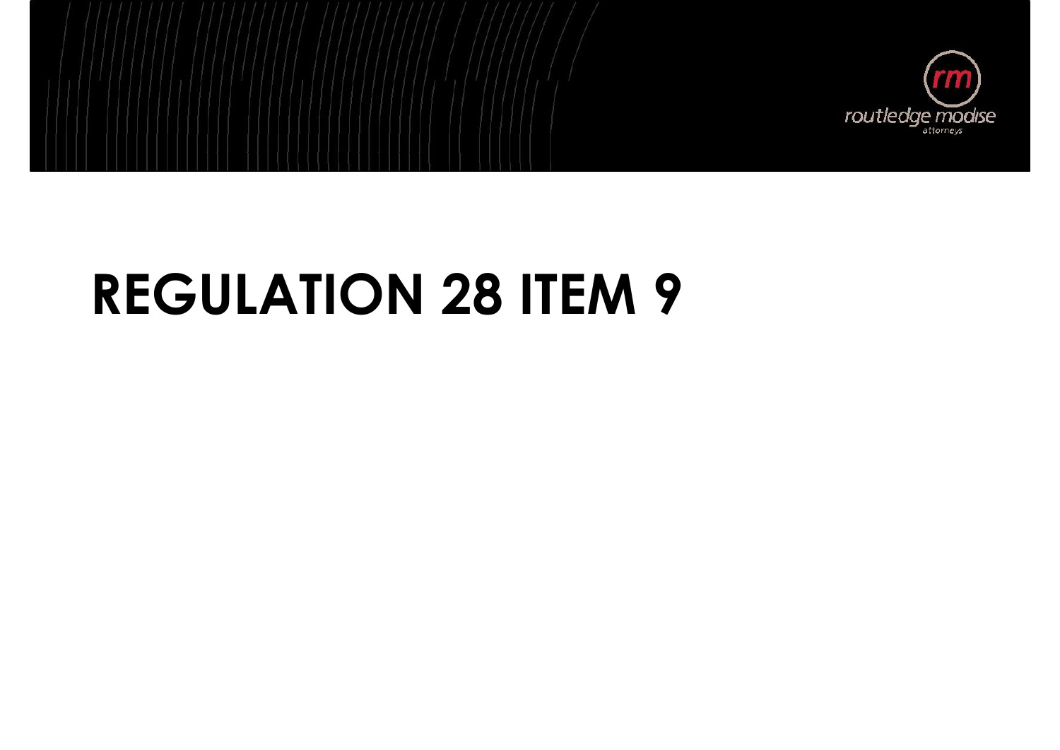# REGULATION 28 ITEM 9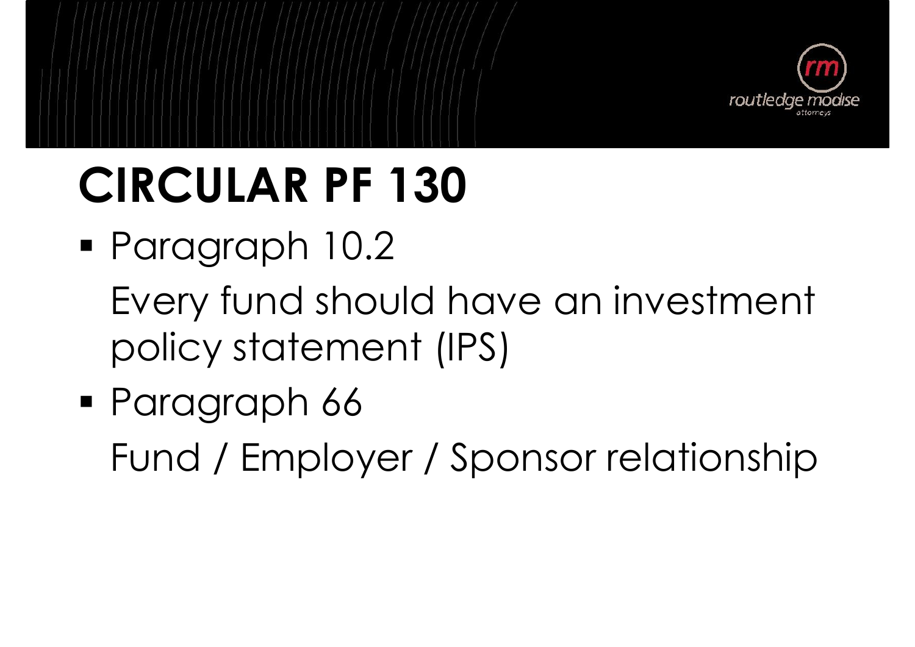# CIRCULAR PF 130

- Paragraph 10.2

  Every fund should have an investment policy statement (IPS)

- Paragraph 66

  Fund / Employer / Sponsor relationship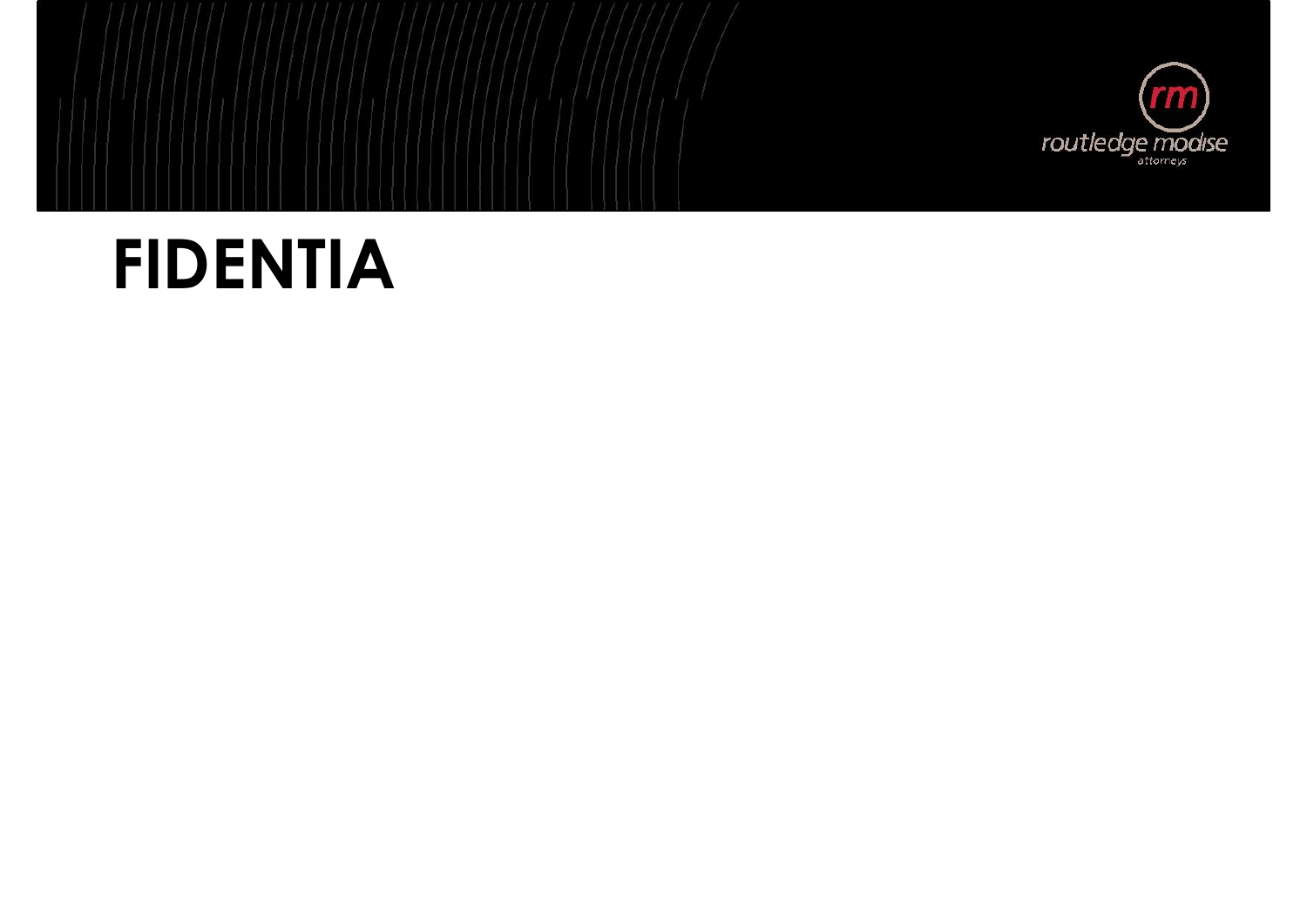# FIDENTIA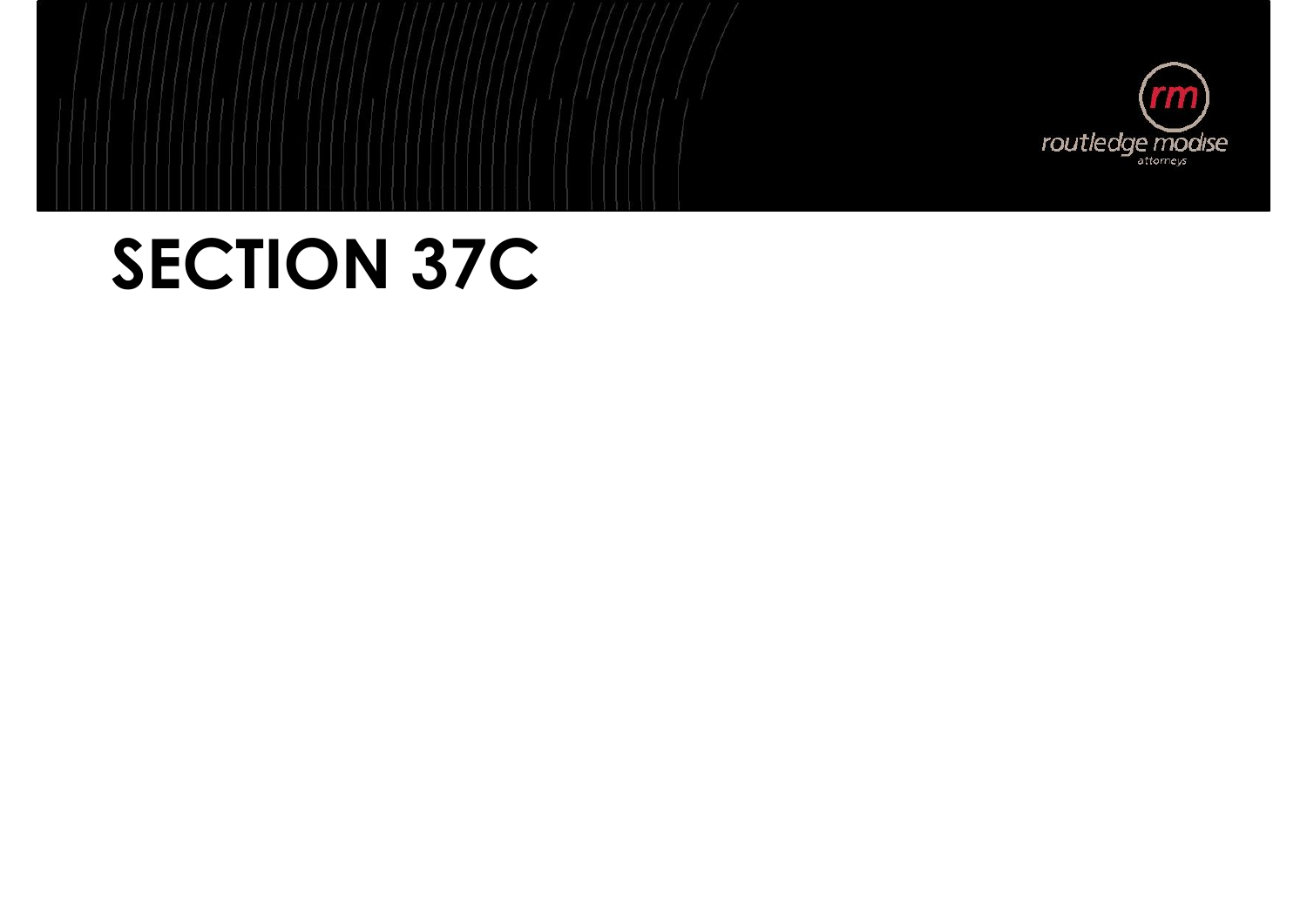# SECTION 37C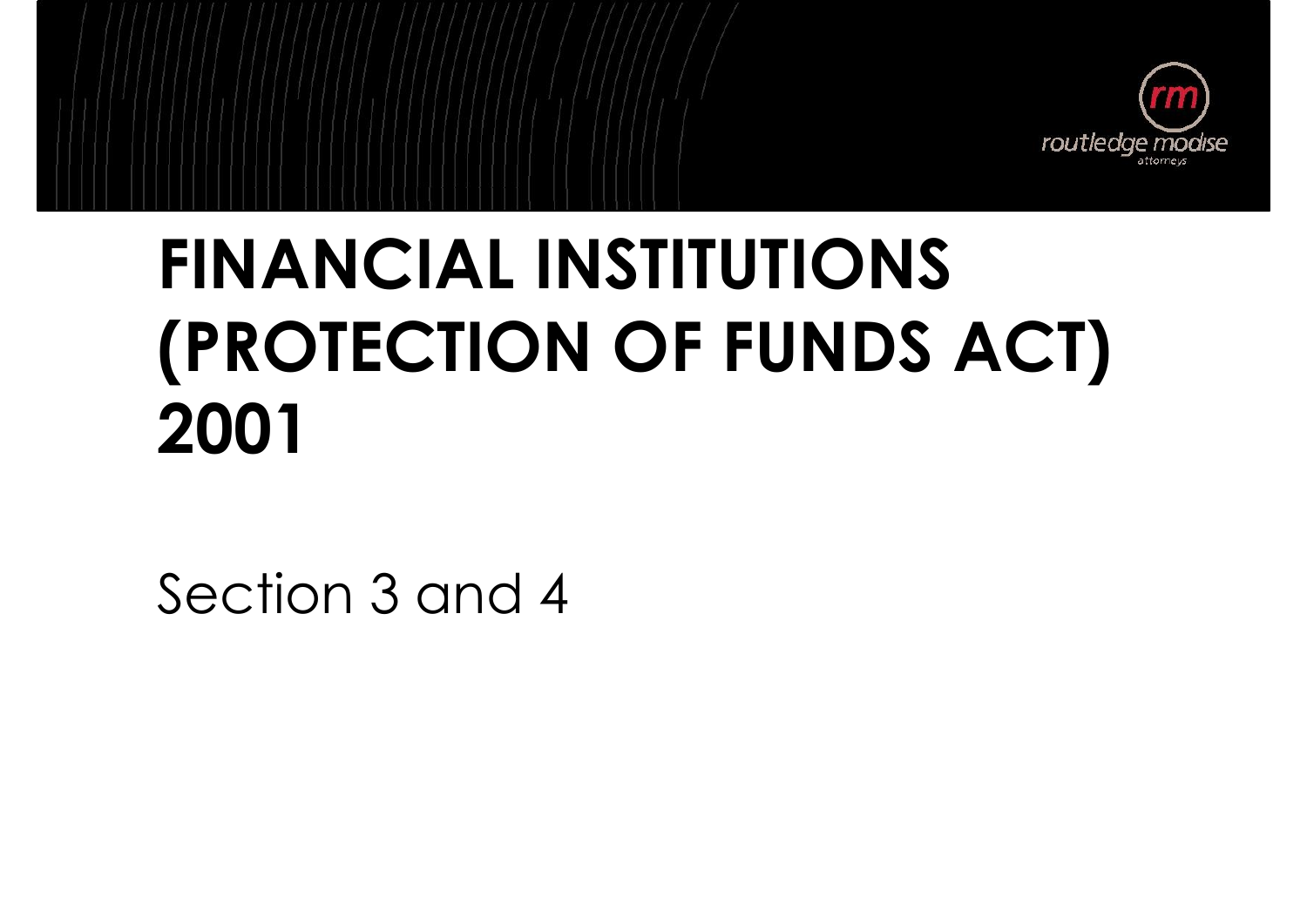# FINANCIAL INSTITUTIONS (PROTECTION OF FUNDS ACT) 2001

Section 3 and 4